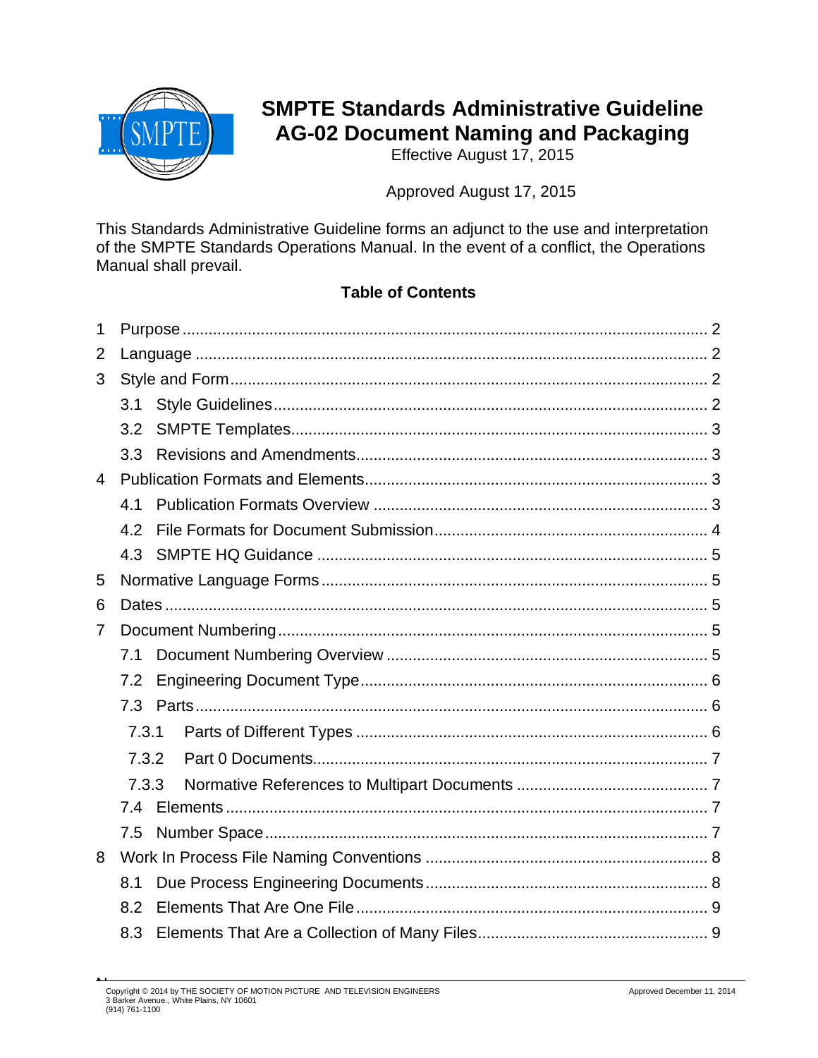# SMPTE Standards Administrative Guideline AG-02 Document Naming and Packaging

Effective August 17, 2015

Approved August 17, 2015

This Standards Administrative Guideline forms an adjunct to the use and interpretation of the SMPTE Standards Operations Manual. In the event of a conflict, the Operations Manual shall prevail.

**Table of Contents**

1 Purpose ..... 2
2 Language ..... 2
3 Style and Form ..... 2
  3.1 Style Guidelines ..... 2
  3.2 SMPTE Templates ..... 3
  3.3 Revisions and Amendments ..... 3
4 Publication Formats and Elements ..... 3
  4.1 Publication Formats Overview ..... 3
  4.2 File Formats for Document Submission ..... 4
  4.3 SMPTE HQ Guidance ..... 5
5 Normative Language Forms ..... 5
6 Dates ..... 5
7 Document Numbering ..... 5
  7.1 Document Numbering Overview ..... 5
  7.2 Engineering Document Type ..... 6
  7.3 Parts ..... 6
    7.3.1 Parts of Different Types ..... 6
    7.3.2 Part 0 Documents ..... 7
    7.3.3 Normative References to Multipart Documents ..... 7
  7.4 Elements ..... 7
  7.5 Number Space ..... 7
8 Work In Process File Naming Conventions ..... 8
  8.1 Due Process Engineering Documents ..... 8
  8.2 Elements That Are One File ..... 9
  8.3 Elements That Are a Collection of Many Files ..... 9

Copyright © 2014 by THE SOCIETY OF MOTION PICTURE AND TELEVISION ENGINEERS
3 Barker Avenue., White Plains, NY 10601
(914) 761-1100

Approved December 11, 2014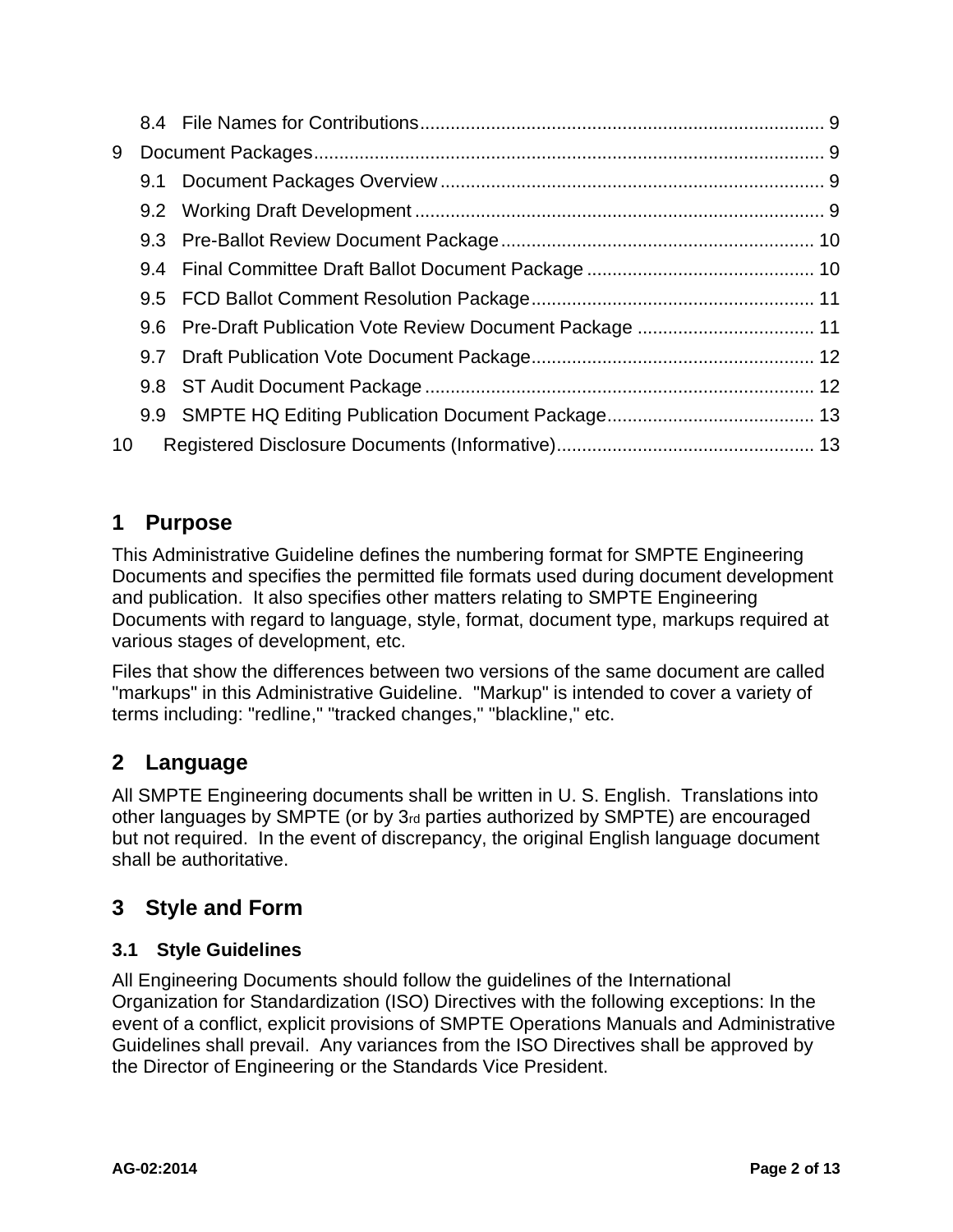8.4 File Names for Contributions ... 9

9 Document Packages ... 9

9.1 Document Packages Overview ... 9

9.2 Working Draft Development ... 9

9.3 Pre-Ballot Review Document Package ... 10

9.4 Final Committee Draft Ballot Document Package ... 10

9.5 FCD Ballot Comment Resolution Package ... 11

9.6 Pre-Draft Publication Vote Review Document Package ... 11

9.7 Draft Publication Vote Document Package ... 12

9.8 ST Audit Document Package ... 12

9.9 SMPTE HQ Editing Publication Document Package ... 13

10 Registered Disclosure Documents (Informative) ... 13

# 1 Purpose

This Administrative Guideline defines the numbering format for SMPTE Engineering Documents and specifies the permitted file formats used during document development and publication. It also specifies other matters relating to SMPTE Engineering Documents with regard to language, style, format, document type, markups required at various stages of development, etc.

Files that show the differences between two versions of the same document are called "markups" in this Administrative Guideline. "Markup" is intended to cover a variety of terms including: "redline," "tracked changes," "blackline," etc.

# 2 Language

All SMPTE Engineering documents shall be written in U. S. English. Translations into other languages by SMPTE (or by 3rd parties authorized by SMPTE) are encouraged but not required. In the event of discrepancy, the original English language document shall be authoritative.

# 3 Style and Form

## 3.1 Style Guidelines

All Engineering Documents should follow the guidelines of the International Organization for Standardization (ISO) Directives with the following exceptions: In the event of a conflict, explicit provisions of SMPTE Operations Manuals and Administrative Guidelines shall prevail. Any variances from the ISO Directives shall be approved by the Director of Engineering or the Standards Vice President.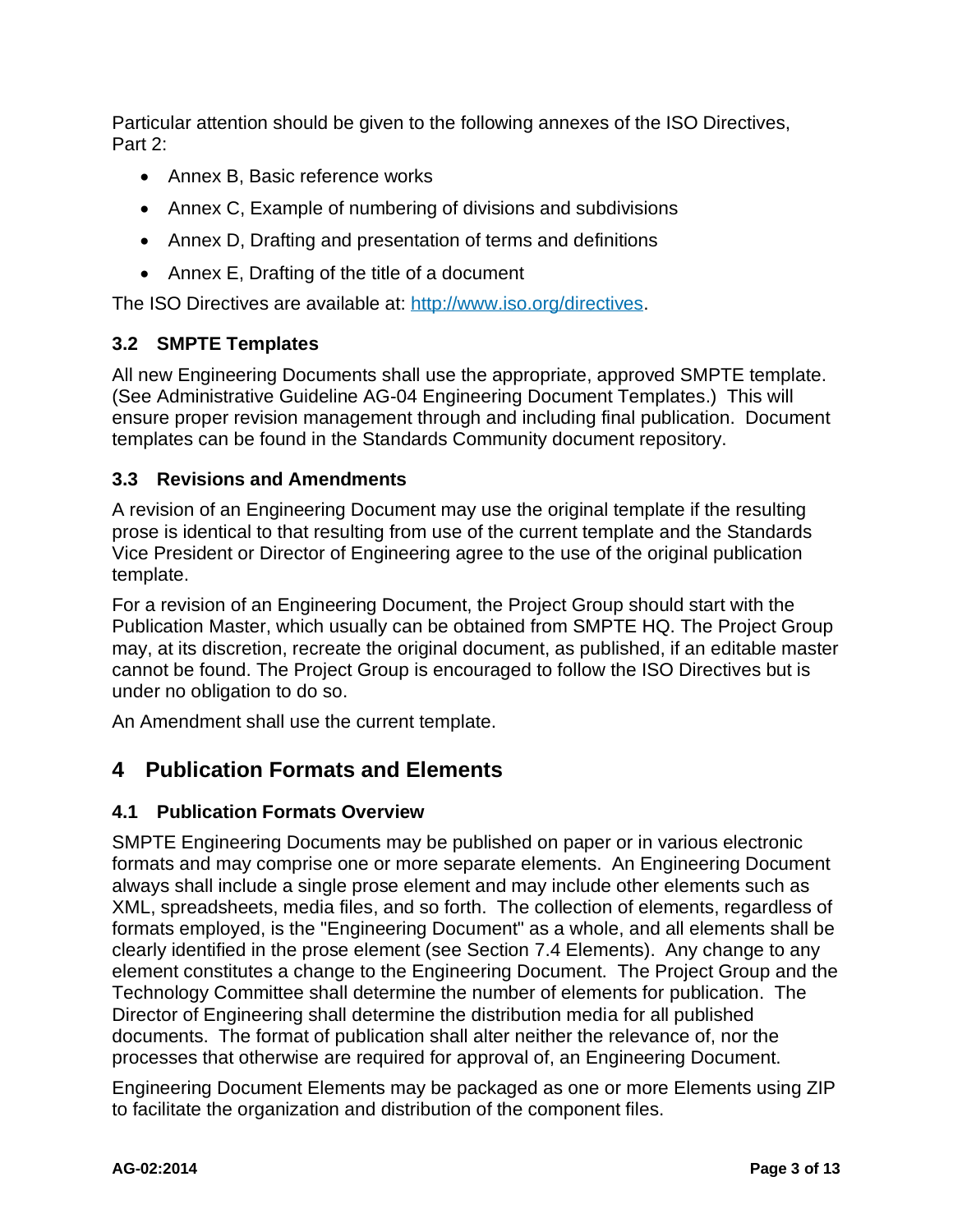Particular attention should be given to the following annexes of the ISO Directives, Part 2:

- Annex B, Basic reference works
- Annex C, Example of numbering of divisions and subdivisions
- Annex D, Drafting and presentation of terms and definitions
- Annex E, Drafting of the title of a document

The ISO Directives are available at: [http://www.iso.org/directives](http://www.iso.org/directives).

### 3.2 SMPTE Templates

All new Engineering Documents shall use the appropriate, approved SMPTE template. (See Administrative Guideline AG-04 Engineering Document Templates.) This will ensure proper revision management through and including final publication. Document templates can be found in the Standards Community document repository.

### 3.3 Revisions and Amendments

A revision of an Engineering Document may use the original template if the resulting prose is identical to that resulting from use of the current template and the Standards Vice President or Director of Engineering agree to the use of the original publication template.

For a revision of an Engineering Document, the Project Group should start with the Publication Master, which usually can be obtained from SMPTE HQ. The Project Group may, at its discretion, recreate the original document, as published, if an editable master cannot be found. The Project Group is encouraged to follow the ISO Directives but is under no obligation to do so.

An Amendment shall use the current template.

## 4 Publication Formats and Elements

### 4.1 Publication Formats Overview

SMPTE Engineering Documents may be published on paper or in various electronic formats and may comprise one or more separate elements. An Engineering Document always shall include a single prose element and may include other elements such as XML, spreadsheets, media files, and so forth. The collection of elements, regardless of formats employed, is the "Engineering Document" as a whole, and all elements shall be clearly identified in the prose element (see Section 7.4 Elements). Any change to any element constitutes a change to the Engineering Document. The Project Group and the Technology Committee shall determine the number of elements for publication. The Director of Engineering shall determine the distribution media for all published documents. The format of publication shall alter neither the relevance of, nor the processes that otherwise are required for approval of, an Engineering Document.

Engineering Document Elements may be packaged as one or more Elements using ZIP to facilitate the organization and distribution of the component files.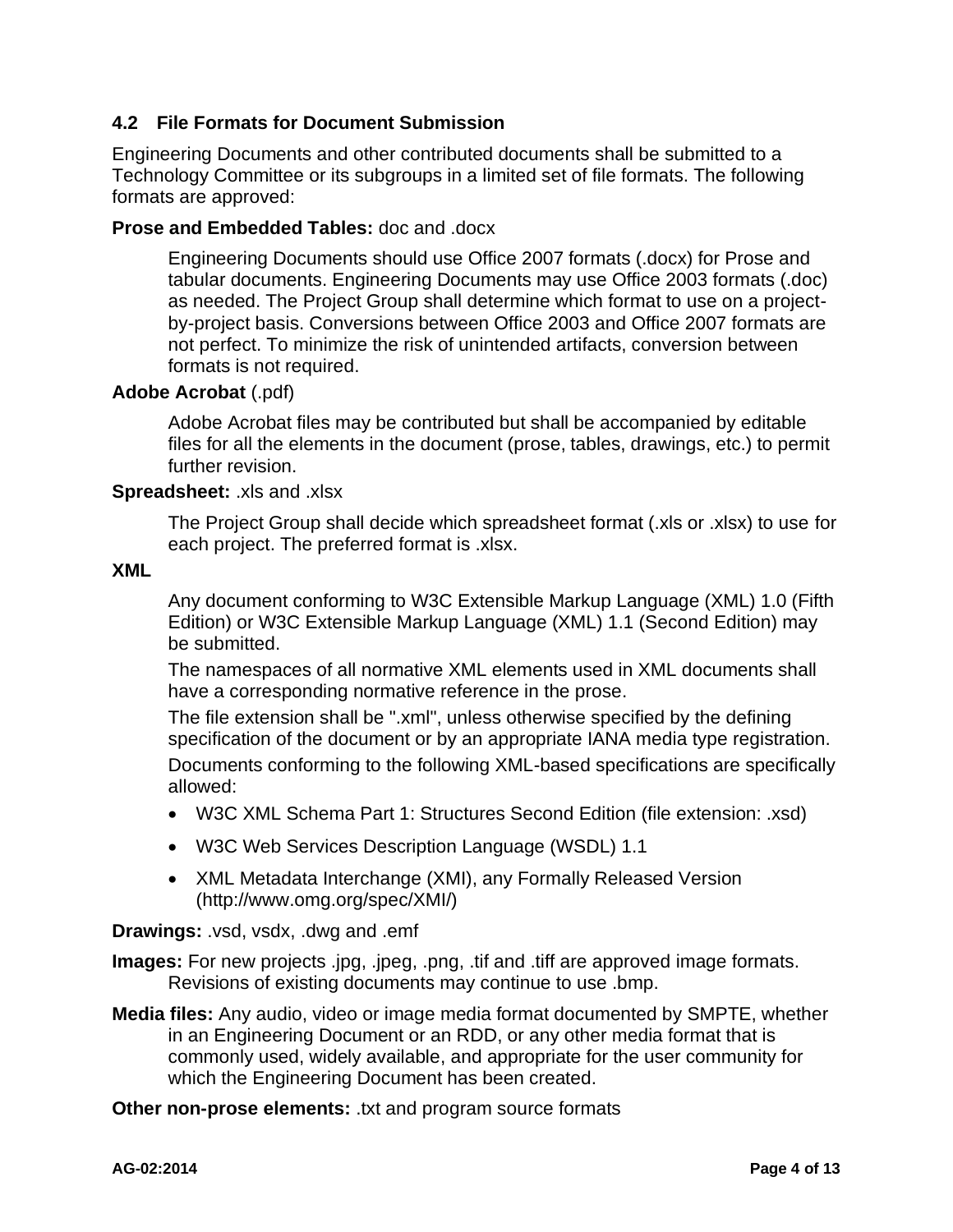### 4.2 File Formats for Document Submission

Engineering Documents and other contributed documents shall be submitted to a Technology Committee or its subgroups in a limited set of file formats. The following formats are approved:

**Prose and Embedded Tables:** doc and .docx

Engineering Documents should use Office 2007 formats (.docx) for Prose and tabular documents. Engineering Documents may use Office 2003 formats (.doc) as needed. The Project Group shall determine which format to use on a project-by-project basis. Conversions between Office 2003 and Office 2007 formats are not perfect. To minimize the risk of unintended artifacts, conversion between formats is not required.

**Adobe Acrobat** (.pdf)

Adobe Acrobat files may be contributed but shall be accompanied by editable files for all the elements in the document (prose, tables, drawings, etc.) to permit further revision.

**Spreadsheet:** .xls and .xlsx

The Project Group shall decide which spreadsheet format (.xls or .xlsx) to use for each project. The preferred format is .xlsx.

**XML**

Any document conforming to W3C Extensible Markup Language (XML) 1.0 (Fifth Edition) or W3C Extensible Markup Language (XML) 1.1 (Second Edition) may be submitted.

The namespaces of all normative XML elements used in XML documents shall have a corresponding normative reference in the prose.

The file extension shall be ".xml", unless otherwise specified by the defining specification of the document or by an appropriate IANA media type registration.

Documents conforming to the following XML-based specifications are specifically allowed:

- W3C XML Schema Part 1: Structures Second Edition (file extension: .xsd)
- W3C Web Services Description Language (WSDL) 1.1
- XML Metadata Interchange (XMI), any Formally Released Version (http://www.omg.org/spec/XMI/)

**Drawings:** .vsd, vsdx, .dwg and .emf

**Images:** For new projects .jpg, .jpeg, .png, .tif and .tiff are approved image formats. Revisions of existing documents may continue to use .bmp.

**Media files:** Any audio, video or image media format documented by SMPTE, whether in an Engineering Document or an RDD, or any other media format that is commonly used, widely available, and appropriate for the user community for which the Engineering Document has been created.

**Other non-prose elements:** .txt and program source formats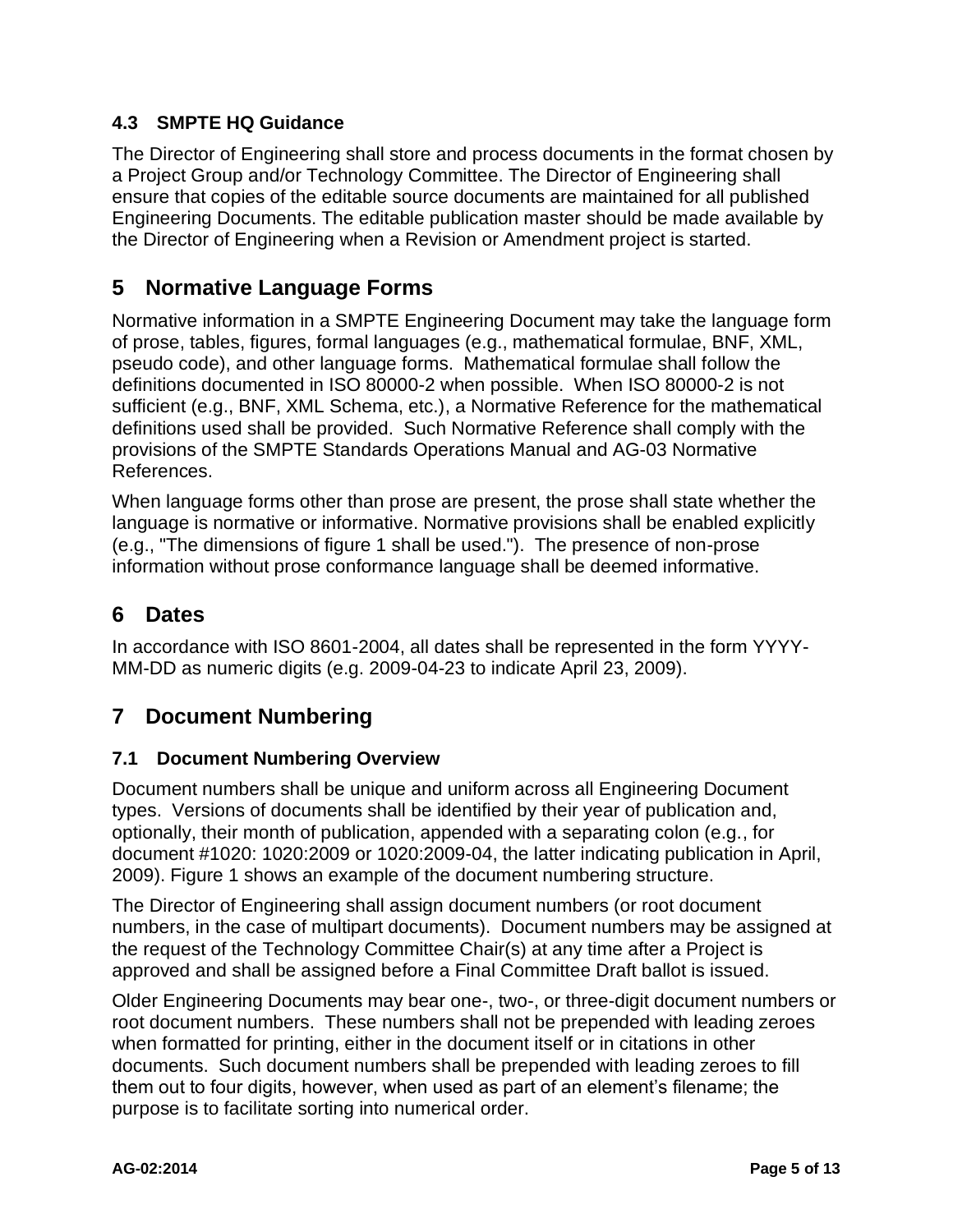### 4.3 SMPTE HQ Guidance

The Director of Engineering shall store and process documents in the format chosen by a Project Group and/or Technology Committee. The Director of Engineering shall ensure that copies of the editable source documents are maintained for all published Engineering Documents. The editable publication master should be made available by the Director of Engineering when a Revision or Amendment project is started.

## 5 Normative Language Forms

Normative information in a SMPTE Engineering Document may take the language form of prose, tables, figures, formal languages (e.g., mathematical formulae, BNF, XML, pseudo code), and other language forms. Mathematical formulae shall follow the definitions documented in ISO 80000-2 when possible. When ISO 80000-2 is not sufficient (e.g., BNF, XML Schema, etc.), a Normative Reference for the mathematical definitions used shall be provided. Such Normative Reference shall comply with the provisions of the SMPTE Standards Operations Manual and AG-03 Normative References.

When language forms other than prose are present, the prose shall state whether the language is normative or informative. Normative provisions shall be enabled explicitly (e.g., "The dimensions of figure 1 shall be used."). The presence of non-prose information without prose conformance language shall be deemed informative.

## 6 Dates

In accordance with ISO 8601-2004, all dates shall be represented in the form YYYY-MM-DD as numeric digits (e.g. 2009-04-23 to indicate April 23, 2009).

## 7 Document Numbering

### 7.1 Document Numbering Overview

Document numbers shall be unique and uniform across all Engineering Document types. Versions of documents shall be identified by their year of publication and, optionally, their month of publication, appended with a separating colon (e.g., for document #1020: 1020:2009 or 1020:2009-04, the latter indicating publication in April, 2009). Figure 1 shows an example of the document numbering structure.

The Director of Engineering shall assign document numbers (or root document numbers, in the case of multipart documents). Document numbers may be assigned at the request of the Technology Committee Chair(s) at any time after a Project is approved and shall be assigned before a Final Committee Draft ballot is issued.

Older Engineering Documents may bear one-, two-, or three-digit document numbers or root document numbers. These numbers shall not be prepended with leading zeroes when formatted for printing, either in the document itself or in citations in other documents. Such document numbers shall be prepended with leading zeroes to fill them out to four digits, however, when used as part of an element's filename; the purpose is to facilitate sorting into numerical order.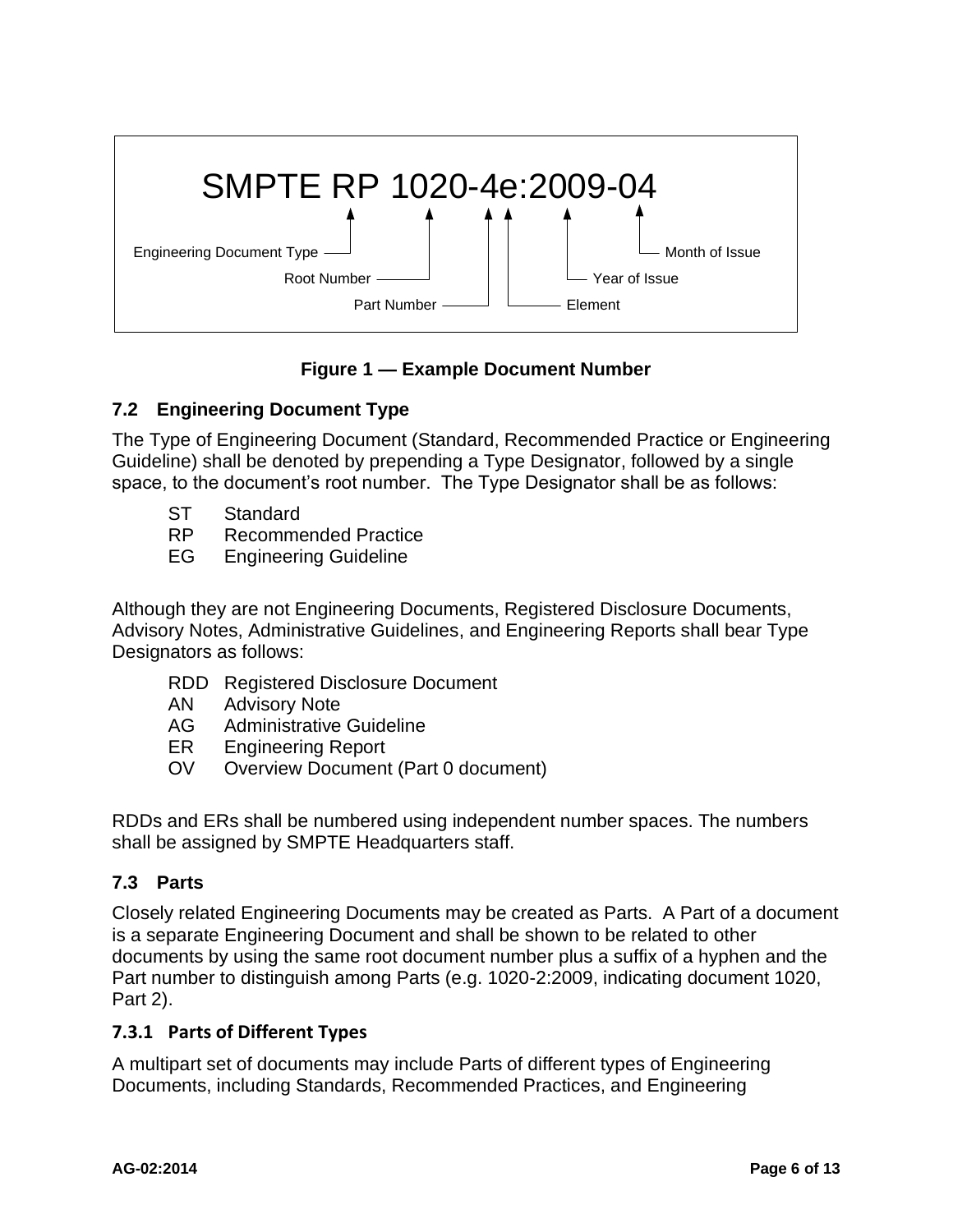SMPTE RP 1020-4e:2009-04

Engineering Document Type

Root Number

Part Number

Element

Year of Issue

Month of Issue

**Figure 1 — Example Document Number**

### 7.2 Engineering Document Type

The Type of Engineering Document (Standard, Recommended Practice or Engineering Guideline) shall be denoted by prepending a Type Designator, followed by a single space, to the document's root number. The Type Designator shall be as follows:

- ST Standard
- RP Recommended Practice
- EG Engineering Guideline

Although they are not Engineering Documents, Registered Disclosure Documents, Advisory Notes, Administrative Guidelines, and Engineering Reports shall bear Type Designators as follows:

- RDD Registered Disclosure Document
- AN Advisory Note
- AG Administrative Guideline
- ER Engineering Report
- OV Overview Document (Part 0 document)

RDDs and ERs shall be numbered using independent number spaces. The numbers shall be assigned by SMPTE Headquarters staff.

### 7.3 Parts

Closely related Engineering Documents may be created as Parts. A Part of a document is a separate Engineering Document and shall be shown to be related to other documents by using the same root document number plus a suffix of a hyphen and the Part number to distinguish among Parts (e.g. 1020-2:2009, indicating document 1020, Part 2).

#### 7.3.1 Parts of Different Types

A multipart set of documents may include Parts of different types of Engineering Documents, including Standards, Recommended Practices, and Engineering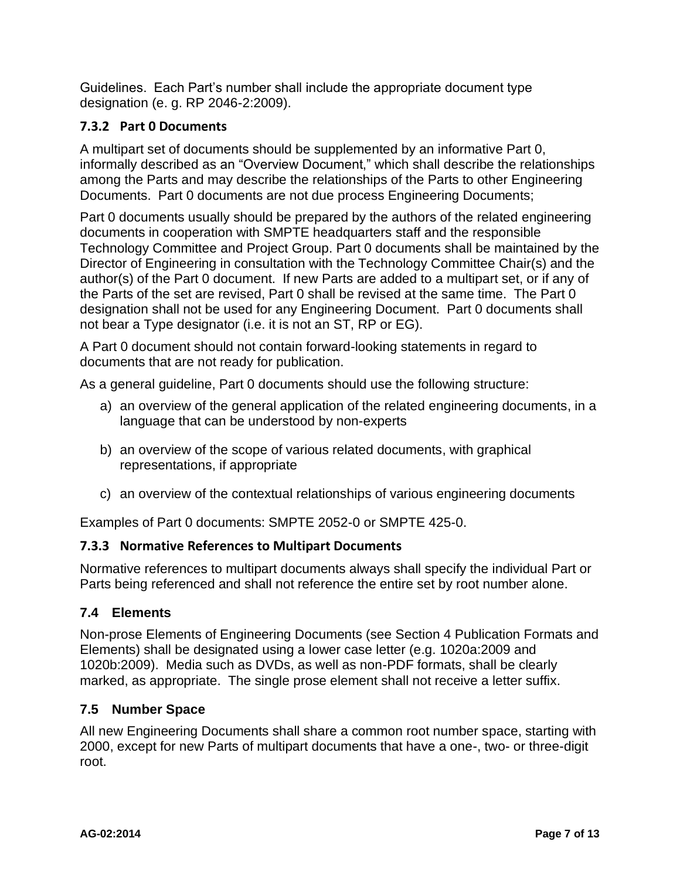Guidelines. Each Part's number shall include the appropriate document type designation (e. g. RP 2046-2:2009).

### 7.3.2 Part 0 Documents

A multipart set of documents should be supplemented by an informative Part 0, informally described as an "Overview Document," which shall describe the relationships among the Parts and may describe the relationships of the Parts to other Engineering Documents. Part 0 documents are not due process Engineering Documents;

Part 0 documents usually should be prepared by the authors of the related engineering documents in cooperation with SMPTE headquarters staff and the responsible Technology Committee and Project Group. Part 0 documents shall be maintained by the Director of Engineering in consultation with the Technology Committee Chair(s) and the author(s) of the Part 0 document. If new Parts are added to a multipart set, or if any of the Parts of the set are revised, Part 0 shall be revised at the same time. The Part 0 designation shall not be used for any Engineering Document. Part 0 documents shall not bear a Type designator (i.e. it is not an ST, RP or EG).

A Part 0 document should not contain forward-looking statements in regard to documents that are not ready for publication.

As a general guideline, Part 0 documents should use the following structure:

a) an overview of the general application of the related engineering documents, in a language that can be understood by non-experts

b) an overview of the scope of various related documents, with graphical representations, if appropriate

c) an overview of the contextual relationships of various engineering documents

Examples of Part 0 documents: SMPTE 2052-0 or SMPTE 425-0.

### 7.3.3 Normative References to Multipart Documents

Normative references to multipart documents always shall specify the individual Part or Parts being referenced and shall not reference the entire set by root number alone.

## 7.4 Elements

Non-prose Elements of Engineering Documents (see Section 4 Publication Formats and Elements) shall be designated using a lower case letter (e.g. 1020a:2009 and 1020b:2009). Media such as DVDs, as well as non-PDF formats, shall be clearly marked, as appropriate. The single prose element shall not receive a letter suffix.

## 7.5 Number Space

All new Engineering Documents shall share a common root number space, starting with 2000, except for new Parts of multipart documents that have a one-, two- or three-digit root.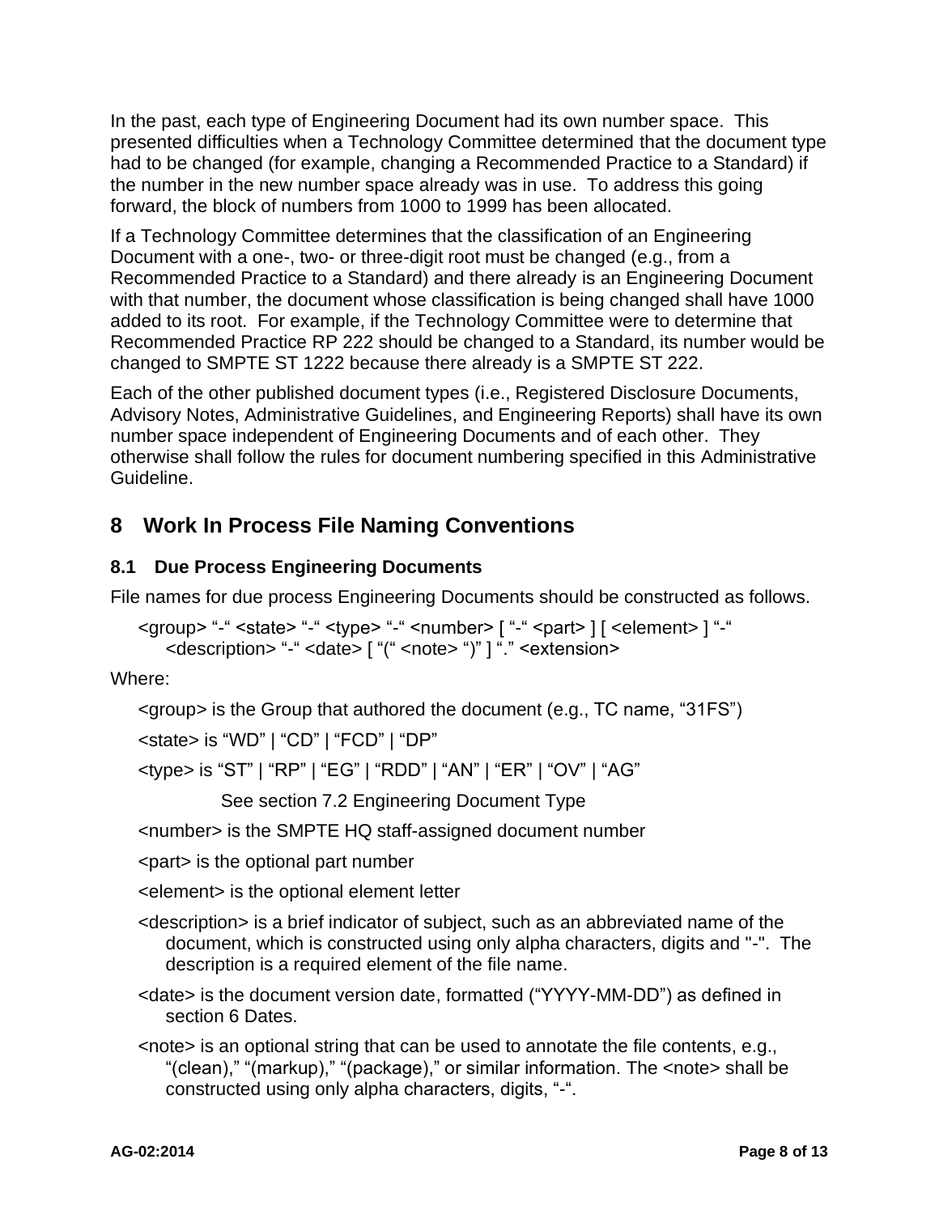In the past, each type of Engineering Document had its own number space. This presented difficulties when a Technology Committee determined that the document type had to be changed (for example, changing a Recommended Practice to a Standard) if the number in the new number space already was in use. To address this going forward, the block of numbers from 1000 to 1999 has been allocated.

If a Technology Committee determines that the classification of an Engineering Document with a one-, two- or three-digit root must be changed (e.g., from a Recommended Practice to a Standard) and there already is an Engineering Document with that number, the document whose classification is being changed shall have 1000 added to its root. For example, if the Technology Committee were to determine that Recommended Practice RP 222 should be changed to a Standard, its number would be changed to SMPTE ST 1222 because there already is a SMPTE ST 222.

Each of the other published document types (i.e., Registered Disclosure Documents, Advisory Notes, Administrative Guidelines, and Engineering Reports) shall have its own number space independent of Engineering Documents and of each other. They otherwise shall follow the rules for document numbering specified in this Administrative Guideline.

# 8 Work In Process File Naming Conventions

## 8.1 Due Process Engineering Documents

File names for due process Engineering Documents should be constructed as follows.

> <group> "-" <state> "-" <type> "-" <number> [ "-" <part> ] [ <element> ] "-" <description> "-" <date> [ "(" <note> ")" ] "." <extension>

Where:

> <group> is the Group that authored the document (e.g., TC name, "31FS")
>
> <state> is "WD" | "CD" | "FCD" | "DP"
>
> <type> is "ST" | "RP" | "EG" | "RDD" | "AN" | "ER" | "OV" | "AG"
>
> See section 7.2 Engineering Document Type
>
> <number> is the SMPTE HQ staff-assigned document number
>
> <part> is the optional part number
>
> <element> is the optional element letter
>
> <description> is a brief indicator of subject, such as an abbreviated name of the document, which is constructed using only alpha characters, digits and "-". The description is a required element of the file name.
>
> <date> is the document version date, formatted ("YYYY-MM-DD") as defined in section 6 Dates.
>
> <note> is an optional string that can be used to annotate the file contents, e.g., "(clean)," "(markup)," "(package)," or similar information. The <note> shall be constructed using only alpha characters, digits, "-".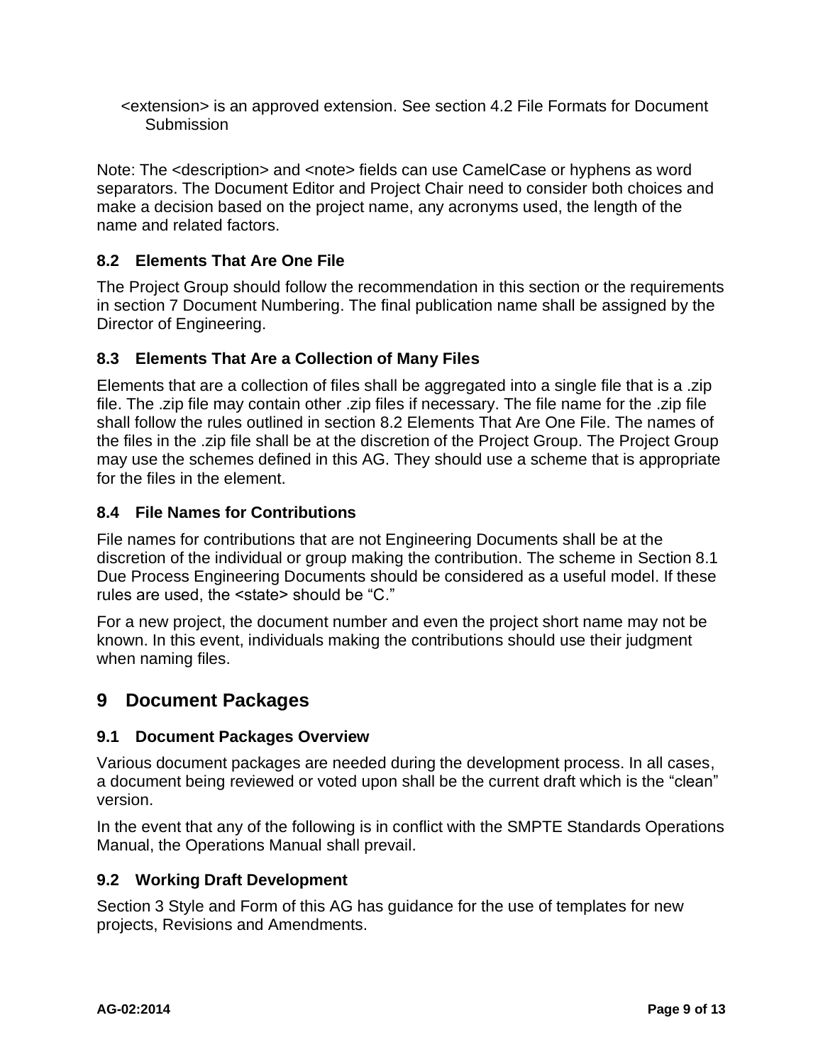<extension> is an approved extension. See section 4.2 File Formats for Document Submission

Note: The <description> and <note> fields can use CamelCase or hyphens as word separators. The Document Editor and Project Chair need to consider both choices and make a decision based on the project name, any acronyms used, the length of the name and related factors.

### 8.2 Elements That Are One File

The Project Group should follow the recommendation in this section or the requirements in section 7 Document Numbering. The final publication name shall be assigned by the Director of Engineering.

### 8.3 Elements That Are a Collection of Many Files

Elements that are a collection of files shall be aggregated into a single file that is a .zip file. The .zip file may contain other .zip files if necessary. The file name for the .zip file shall follow the rules outlined in section 8.2 Elements That Are One File. The names of the files in the .zip file shall be at the discretion of the Project Group. The Project Group may use the schemes defined in this AG. They should use a scheme that is appropriate for the files in the element.

### 8.4 File Names for Contributions

File names for contributions that are not Engineering Documents shall be at the discretion of the individual or group making the contribution. The scheme in Section 8.1 Due Process Engineering Documents should be considered as a useful model. If these rules are used, the <state> should be "C."

For a new project, the document number and even the project short name may not be known. In this event, individuals making the contributions should use their judgment when naming files.

## 9 Document Packages

### 9.1 Document Packages Overview

Various document packages are needed during the development process. In all cases, a document being reviewed or voted upon shall be the current draft which is the "clean" version.

In the event that any of the following is in conflict with the SMPTE Standards Operations Manual, the Operations Manual shall prevail.

### 9.2 Working Draft Development

Section 3 Style and Form of this AG has guidance for the use of templates for new projects, Revisions and Amendments.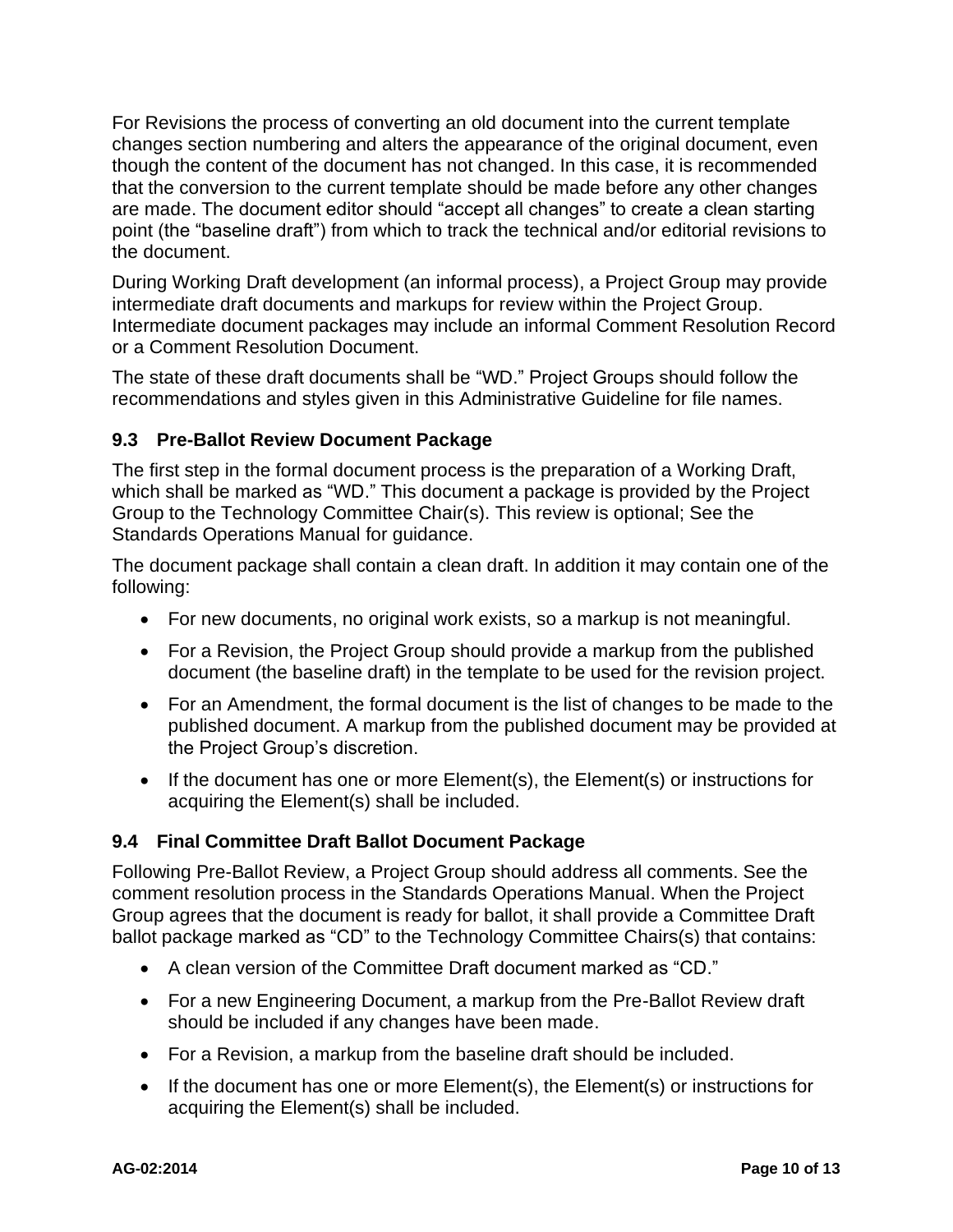For Revisions the process of converting an old document into the current template changes section numbering and alters the appearance of the original document, even though the content of the document has not changed. In this case, it is recommended that the conversion to the current template should be made before any other changes are made. The document editor should "accept all changes" to create a clean starting point (the "baseline draft") from which to track the technical and/or editorial revisions to the document.

During Working Draft development (an informal process), a Project Group may provide intermediate draft documents and markups for review within the Project Group. Intermediate document packages may include an informal Comment Resolution Record or a Comment Resolution Document.

The state of these draft documents shall be "WD." Project Groups should follow the recommendations and styles given in this Administrative Guideline for file names.

### 9.3 Pre-Ballot Review Document Package

The first step in the formal document process is the preparation of a Working Draft, which shall be marked as "WD." This document a package is provided by the Project Group to the Technology Committee Chair(s). This review is optional; See the Standards Operations Manual for guidance.

The document package shall contain a clean draft. In addition it may contain one of the following:

- For new documents, no original work exists, so a markup is not meaningful.
- For a Revision, the Project Group should provide a markup from the published document (the baseline draft) in the template to be used for the revision project.
- For an Amendment, the formal document is the list of changes to be made to the published document. A markup from the published document may be provided at the Project Group's discretion.
- If the document has one or more Element(s), the Element(s) or instructions for acquiring the Element(s) shall be included.

### 9.4 Final Committee Draft Ballot Document Package

Following Pre-Ballot Review, a Project Group should address all comments. See the comment resolution process in the Standards Operations Manual. When the Project Group agrees that the document is ready for ballot, it shall provide a Committee Draft ballot package marked as "CD" to the Technology Committee Chairs(s) that contains:

- A clean version of the Committee Draft document marked as "CD."
- For a new Engineering Document, a markup from the Pre-Ballot Review draft should be included if any changes have been made.
- For a Revision, a markup from the baseline draft should be included.
- If the document has one or more Element(s), the Element(s) or instructions for acquiring the Element(s) shall be included.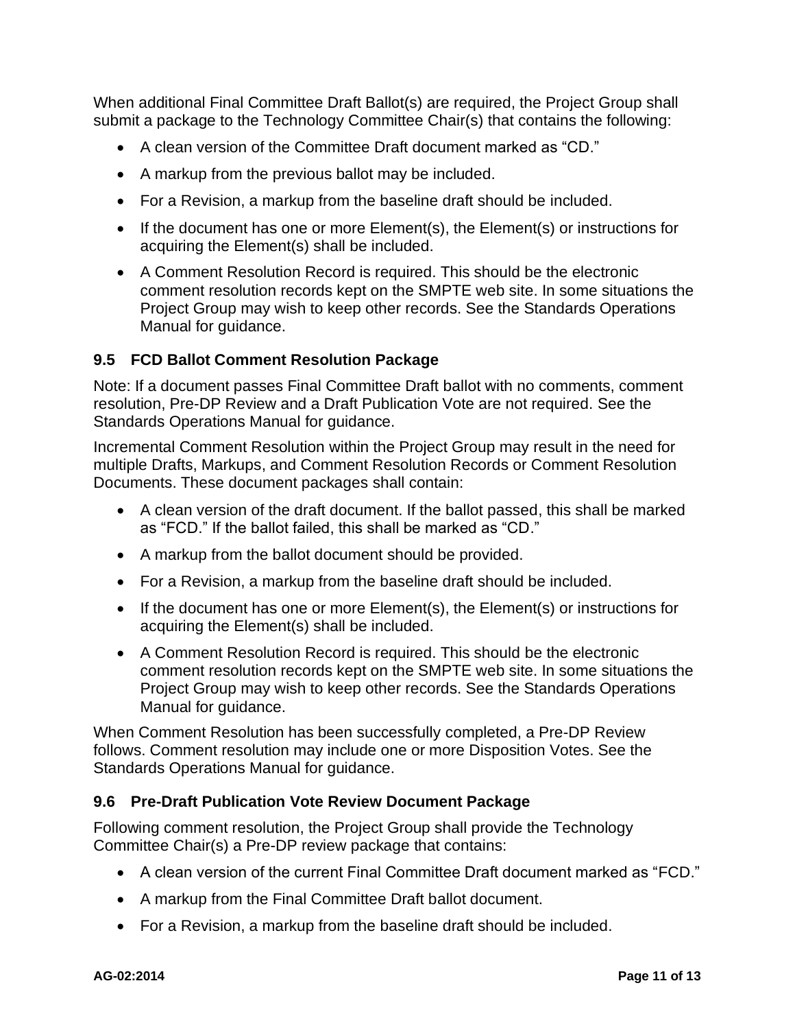When additional Final Committee Draft Ballot(s) are required, the Project Group shall submit a package to the Technology Committee Chair(s) that contains the following:

- A clean version of the Committee Draft document marked as “CD.”
- A markup from the previous ballot may be included.
- For a Revision, a markup from the baseline draft should be included.
- If the document has one or more Element(s), the Element(s) or instructions for acquiring the Element(s) shall be included.
- A Comment Resolution Record is required. This should be the electronic comment resolution records kept on the SMPTE web site. In some situations the Project Group may wish to keep other records. See the Standards Operations Manual for guidance.

### 9.5 FCD Ballot Comment Resolution Package

Note: If a document passes Final Committee Draft ballot with no comments, comment resolution, Pre-DP Review and a Draft Publication Vote are not required. See the Standards Operations Manual for guidance.

Incremental Comment Resolution within the Project Group may result in the need for multiple Drafts, Markups, and Comment Resolution Records or Comment Resolution Documents. These document packages shall contain:

- A clean version of the draft document. If the ballot passed, this shall be marked as “FCD.” If the ballot failed, this shall be marked as “CD.”
- A markup from the ballot document should be provided.
- For a Revision, a markup from the baseline draft should be included.
- If the document has one or more Element(s), the Element(s) or instructions for acquiring the Element(s) shall be included.
- A Comment Resolution Record is required. This should be the electronic comment resolution records kept on the SMPTE web site. In some situations the Project Group may wish to keep other records. See the Standards Operations Manual for guidance.

When Comment Resolution has been successfully completed, a Pre-DP Review follows. Comment resolution may include one or more Disposition Votes. See the Standards Operations Manual for guidance.

### 9.6 Pre-Draft Publication Vote Review Document Package

Following comment resolution, the Project Group shall provide the Technology Committee Chair(s) a Pre-DP review package that contains:

- A clean version of the current Final Committee Draft document marked as “FCD.”
- A markup from the Final Committee Draft ballot document.
- For a Revision, a markup from the baseline draft should be included.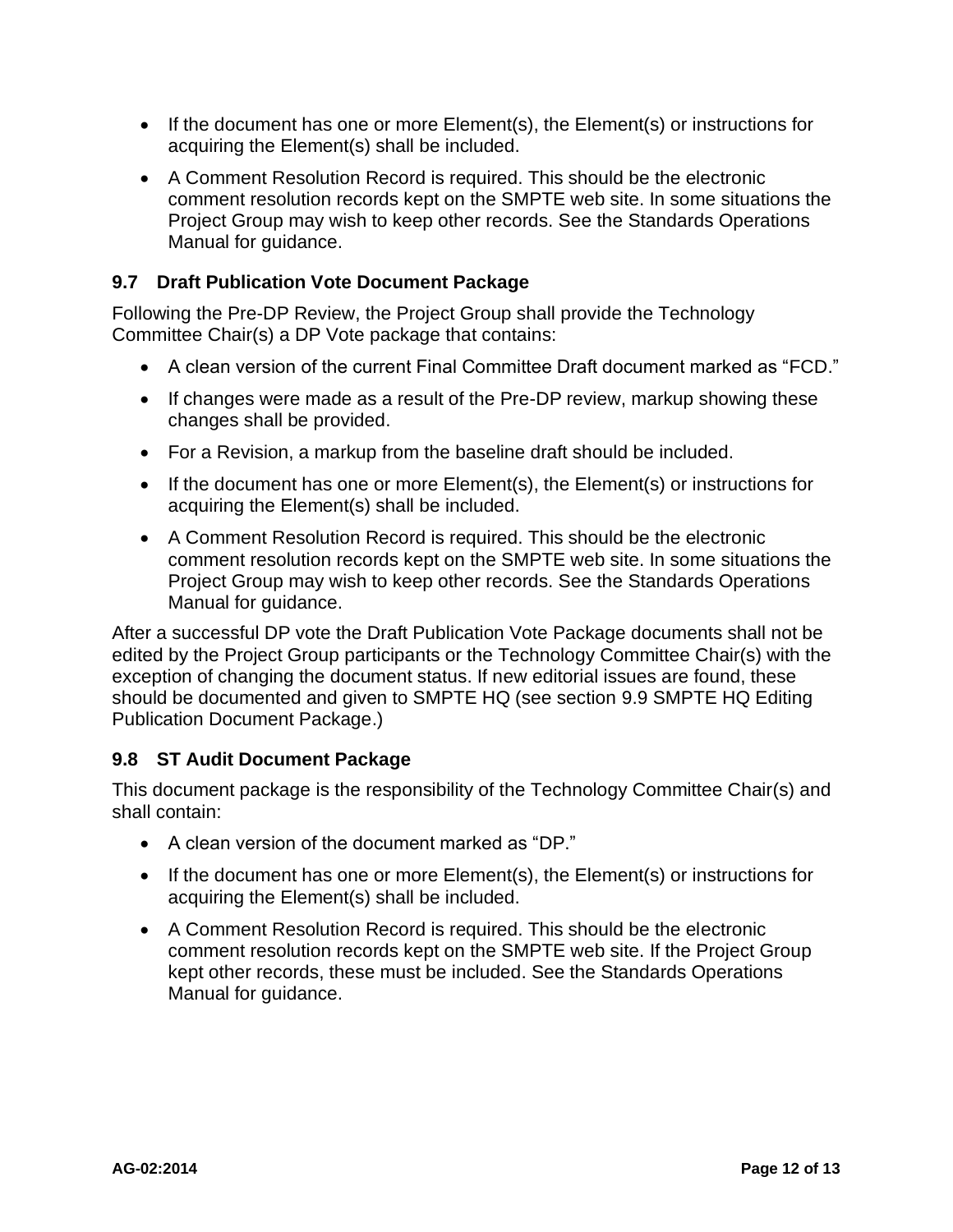- If the document has one or more Element(s), the Element(s) or instructions for acquiring the Element(s) shall be included.
- A Comment Resolution Record is required. This should be the electronic comment resolution records kept on the SMPTE web site. In some situations the Project Group may wish to keep other records. See the Standards Operations Manual for guidance.

### 9.7 Draft Publication Vote Document Package

Following the Pre-DP Review, the Project Group shall provide the Technology Committee Chair(s) a DP Vote package that contains:

- A clean version of the current Final Committee Draft document marked as “FCD.”
- If changes were made as a result of the Pre-DP review, markup showing these changes shall be provided.
- For a Revision, a markup from the baseline draft should be included.
- If the document has one or more Element(s), the Element(s) or instructions for acquiring the Element(s) shall be included.
- A Comment Resolution Record is required. This should be the electronic comment resolution records kept on the SMPTE web site. In some situations the Project Group may wish to keep other records. See the Standards Operations Manual for guidance.

After a successful DP vote the Draft Publication Vote Package documents shall not be edited by the Project Group participants or the Technology Committee Chair(s) with the exception of changing the document status. If new editorial issues are found, these should be documented and given to SMPTE HQ (see section 9.9 SMPTE HQ Editing Publication Document Package.)

### 9.8 ST Audit Document Package

This document package is the responsibility of the Technology Committee Chair(s) and shall contain:

- A clean version of the document marked as “DP.”
- If the document has one or more Element(s), the Element(s) or instructions for acquiring the Element(s) shall be included.
- A Comment Resolution Record is required. This should be the electronic comment resolution records kept on the SMPTE web site. If the Project Group kept other records, these must be included. See the Standards Operations Manual for guidance.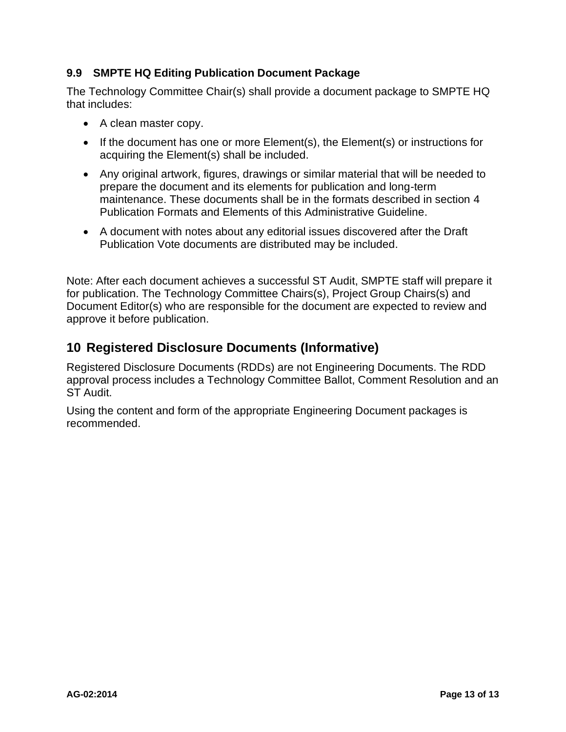### 9.9 SMPTE HQ Editing Publication Document Package

The Technology Committee Chair(s) shall provide a document package to SMPTE HQ that includes:

- A clean master copy.
- If the document has one or more Element(s), the Element(s) or instructions for acquiring the Element(s) shall be included.
- Any original artwork, figures, drawings or similar material that will be needed to prepare the document and its elements for publication and long-term maintenance. These documents shall be in the formats described in section 4 Publication Formats and Elements of this Administrative Guideline.
- A document with notes about any editorial issues discovered after the Draft Publication Vote documents are distributed may be included.

Note: After each document achieves a successful ST Audit, SMPTE staff will prepare it for publication. The Technology Committee Chairs(s), Project Group Chairs(s) and Document Editor(s) who are responsible for the document are expected to review and approve it before publication.

## 10 Registered Disclosure Documents (Informative)

Registered Disclosure Documents (RDDs) are not Engineering Documents. The RDD approval process includes a Technology Committee Ballot, Comment Resolution and an ST Audit.

Using the content and form of the appropriate Engineering Document packages is recommended.